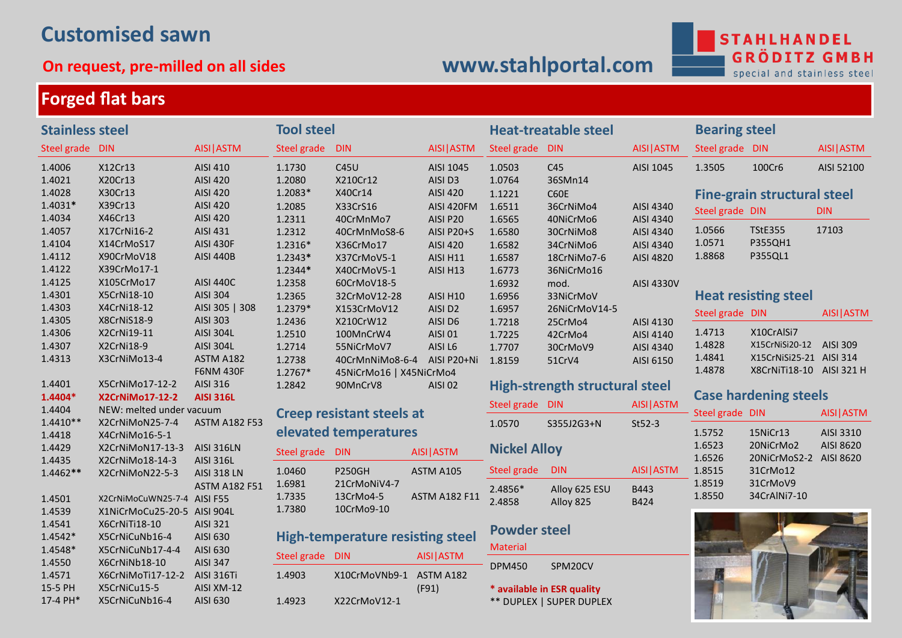# Customised sawn

**On request, pre-milled on all sides**

**www.stahlportal.com**

STAHLHANDEL GRÖDITZ GMBH
special and stainless steel

## Forged flat bars

### Stainless steel

| Steel grade | DIN | AISI\|ASTM |
|---|---|---|
| 1.4006 | X12Cr13 | AISI 410 |
| 1.4021 | X20Cr13 | AISI 420 |
| 1.4028 | X30Cr13 | AISI 420 |
| 1.4031* | X39Cr13 | AISI 420 |
| 1.4034 | X46Cr13 | AISI 420 |
| 1.4057 | X17CrNi16-2 | AISI 431 |
| 1.4104 | X14CrMoS17 | AISI 430F |
| 1.4112 | X90CrMoV18 | AISI 440B |
| 1.4122 | X39CrMo17-1 | |
| 1.4125 | X105CrMo17 | AISI 440C |
| 1.4301 | X5CrNi18-10 | AISI 304 |
| 1.4303 | X4CrNi18-12 | AISI 305 \| 308 |
| 1.4305 | X8CrNiS18-9 | AISI 303 |
| 1.4306 | X2CrNi19-11 | AISI 304L |
| 1.4307 | X2CrNi18-9 | AISI 304L |
| 1.4313 | X3CrNiMo13-4 | ASTM A182 F6NM 430F |
| 1.4401 | X5CrNiMo17-12-2 | AISI 316 |
| **1.4404*** | **X2CrNiMo17-12-2** | **AISI 316L** |
| 1.4404 | NEW: melted under vacuum | |
| 1.4410** | X2CrNiMoN25-7-4 | ASTM A182 F53 |
| 1.4418 | X4CrNiMo16-5-1 | |
| 1.4429 | X2CrNiMoN17-13-3 | AISI 316LN |
| 1.4435 | X2CrNiMo18-14-3 | AISI 316L |
| 1.4462** | X2CrNiMoN22-5-3 | AISI 318 LN ASTM A182 F51 |
| 1.4501 | X2CrNiMoCuWN25-7-4 | AISI F55 |
| 1.4539 | X1NiCrMoCu25-20-5 | AISI 904L |
| 1.4541 | X6CrNiTi18-10 | AISI 321 |
| 1.4542* | X5CrNiCuNb16-4 | AISI 630 |
| 1.4548* | X5CrNiCuNb17-4-4 | AISI 630 |
| 1.4550 | X6CrNiNb18-10 | AISI 347 |
| 1.4571 | X6CrNiMoTi17-12-2 | AISI 316Ti |
| 15-5 PH | X5CrNiCu15-5 | AISI XM-12 |
| 17-4 PH* | X5CrNiCuNb16-4 | AISI 630 |

### Tool steel

| Steel grade | DIN | AISI\|ASTM |
|---|---|---|
| 1.1730 | C45U | AISI 1045 |
| 1.2080 | X210Cr12 | AISI D3 |
| 1.2083* | X40Cr14 | AISI 420 |
| 1.2085 | X33CrS16 | AISI 420FM |
| 1.2311 | 40CrMnMo7 | AISI P20 |
| 1.2312 | 40CrMnMoS8-6 | AISI P20+S |
| 1.2316* | X36CrMo17 | AISI 420 |
| 1.2343* | X37CrMoV5-1 | AISI H11 |
| 1.2344* | X40CrMoV5-1 | AISI H13 |
| 1.2358 | 60CrMoV18-5 | |
| 1.2365 | 32CrMoV12-28 | AISI H10 |
| 1.2379* | X153CrMoV12 | AISI D2 |
| 1.2436 | X210CrW12 | AISI D6 |
| 1.2510 | 100MnCrW4 | AISI 01 |
| 1.2714 | 55NiCrMoV7 | AISI L6 |
| 1.2738 | 40CrMnNiMo8-6-4 | AISI P20+Ni |
| 1.2767* | 45NiCrMo16 \| X45NiCrMo4 | |
| 1.2842 | 90MnCrV8 | AISI 02 |

### Creep resistant steels at elevated temperatures

| Steel grade | DIN | AISI\|ASTM |
|---|---|---|
| 1.0460 | P250GH | ASTM A105 |
| 1.6981 | 21CrMoNiV4-7 | |
| 1.7335 | 13CrMo4-5 | ASTM A182 F11 |
| 1.7380 | 10CrMo9-10 | |

### High-temperature resisting steel

| Steel grade | DIN | AISI\|ASTM |
|---|---|---|
| 1.4903 | X10CrMoVNb9-1 | ASTM A182 (F91) |
| 1.4923 | X22CrMoV12-1 | |

### Heat-treatable steel

| Steel grade | DIN | AISI\|ASTM |
|---|---|---|
| 1.0503 | C45 | AISI 1045 |
| 1.0764 | 36SMn14 | |
| 1.1221 | C60E | |
| 1.6511 | 36CrNiMo4 | AISI 4340 |
| 1.6565 | 40NiCrMo6 | AISI 4340 |
| 1.6580 | 30CrNiMo8 | AISI 4340 |
| 1.6582 | 34CrNiMo6 | AISI 4340 |
| 1.6587 | 18CrNiMo7-6 | AISI 4820 |
| 1.6773 | 36NiCrMo16 | |
| 1.6932 | mod. | AISI 4330V |
| 1.6956 | 33NiCrMoV | |
| 1.6957 | 26NiCrMoV14-5 | |
| 1.7218 | 25CrMo4 | AISI 4130 |
| 1.7225 | 42CrMo4 | AISI 4140 |
| 1.7707 | 30CrMoV9 | AISI 4340 |
| 1.8159 | 51CrV4 | AISI 6150 |

### High-strength structural steel

| Steel grade | DIN | AISI\|ASTM |
|---|---|---|
| 1.0570 | S355J2G3+N | St52-3 |

### Nickel Alloy

| Steel grade | DIN | AISI\|ASTM |
|---|---|---|
| 2.4856* | Alloy 625 ESU | B443 |
| 2.4858 | Alloy 825 | B424 |

### Powder steel

| Material | |
|---|---|
| DPM450 | SPM20CV |

**\* available in ESR quality**
** DUPLEX | SUPER DUPLEX

### Bearing steel

| Steel grade | DIN | AISI\|ASTM |
|---|---|---|
| 1.3505 | 100Cr6 | AISI 52100 |

### Fine-grain structural steel

| Steel grade | DIN | DIN |
|---|---|---|
| 1.0566 | TStE355 | 17103 |
| 1.0571 | P355QH1 | |
| 1.8868 | P355QL1 | |

### Heat resisting steel

| Steel grade | DIN | AISI\|ASTM |
|---|---|---|
| 1.4713 | X10CrAlSi7 | |
| 1.4828 | X15CrNiSi20-12 | AISI 309 |
| 1.4841 | X15CrNiSi25-21 | AISI 314 |
| 1.4878 | X8CrNiTi18-10 | AISI 321 H |

### Case hardening steels

| Steel grade | DIN | AISI\|ASTM |
|---|---|---|
| 1.5752 | 15NiCr13 | AISI 3310 |
| 1.6523 | 20NiCrMo2 | AISI 8620 |
| 1.6526 | 20NiCrMoS2-2 | AISI 8620 |
| 1.8515 | 31CrMo12 | |
| 1.8519 | 31CrMoV9 | |
| 1.8550 | 34CrAlNi7-10 | |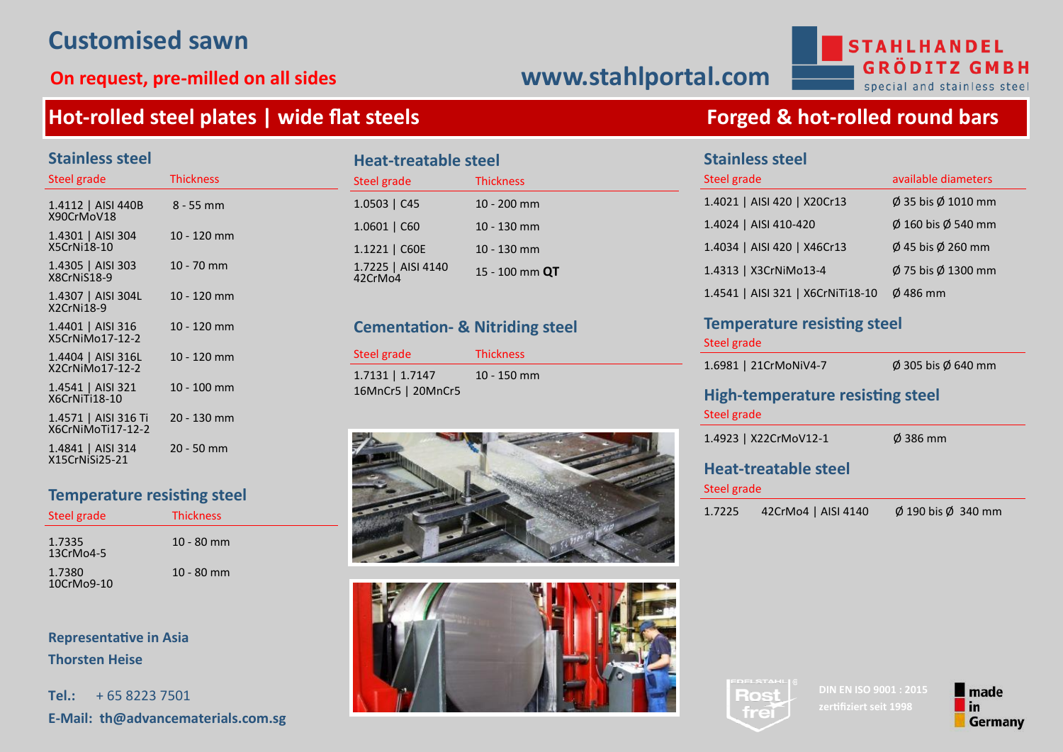# Customised sawn

**On request, pre-milled on all sides**

www.stahlportal.com

STAHLHANDEL GRÖDITZ GMBH
special and stainless steel

## Hot-rolled steel plates | wide flat steels

### Stainless steel

| Steel grade | Thickness |
|---|---|
| 1.4112 \| AISI 440B X90CrMoV18 | 8 - 55 mm |
| 1.4301 \| AISI 304 X5CrNi18-10 | 10 - 120 mm |
| 1.4305 \| AISI 303 X8CrNiS18-9 | 10 - 70 mm |
| 1.4307 \| AISI 304L X2CrNi18-9 | 10 - 120 mm |
| 1.4401 \| AISI 316 X5CrNiMo17-12-2 | 10 - 120 mm |
| 1.4404 \| AISI 316L X2CrNiMo17-12-2 | 10 - 120 mm |
| 1.4541 \| AISI 321 X6CrNiTi18-10 | 10 - 100 mm |
| 1.4571 \| AISI 316 Ti X6CrNiMoTi17-12-2 | 20 - 130 mm |
| 1.4841 \| AISI 314 X15CrNiSi25-21 | 20 - 50 mm |

### Temperature resisting steel

| Steel grade | Thickness |
|---|---|
| 1.7335 13CrMo4-5 | 10 - 80 mm |
| 1.7380 10CrMo9-10 | 10 - 80 mm |

### Heat-treatable steel

| Steel grade | Thickness |
|---|---|
| 1.0503 \| C45 | 10 - 200 mm |
| 1.0601 \| C60 | 10 - 130 mm |
| 1.1221 \| C60E | 10 - 130 mm |
| 1.7225 \| AISI 4140 42CrMo4 | 15 - 100 mm **QT** |

### Cementation- & Nitriding steel

| Steel grade | Thickness |
|---|---|
| 1.7131 \| 1.7147 16MnCr5 \| 20MnCr5 | 10 - 150 mm |

## Forged & hot-rolled round bars

### Stainless steel

| Steel grade | available diameters |
|---|---|
| 1.4021 \| AISI 420 \| X20Cr13 | Ø 35 bis Ø 1010 mm |
| 1.4024 \| AISI 410-420 | Ø 160 bis Ø 540 mm |
| 1.4034 \| AISI 420 \| X46Cr13 | Ø 45 bis Ø 260 mm |
| 1.4313 \| X3CrNiMo13-4 | Ø 75 bis Ø 1300 mm |
| 1.4541 \| AISI 321 \| X6CrNiTi18-10 | Ø 486 mm |

### Temperature resisting steel

| Steel grade | |
|---|---|
| 1.6981 \| 21CrMoNiV4-7 | Ø 305 bis Ø 640 mm |

### High-temperature resisting steel

| Steel grade | |
|---|---|
| 1.4923 \| X22CrMoV12-1 | Ø 386 mm |

### Heat-treatable steel

| Steel grade | | |
|---|---|---|
| 1.7225 | 42CrMo4 \| AISI 4140 | Ø 190 bis Ø 340 mm |

**Representative in Asia**

**Thorsten Heise**

**Tel.:** + 65 8223 7501

**E-Mail: th@advancematerials.com.sg**

EDELSTAHL Rost frei

DIN EN ISO 9001 : 2015 zertifiziert seit 1998

made in Germany